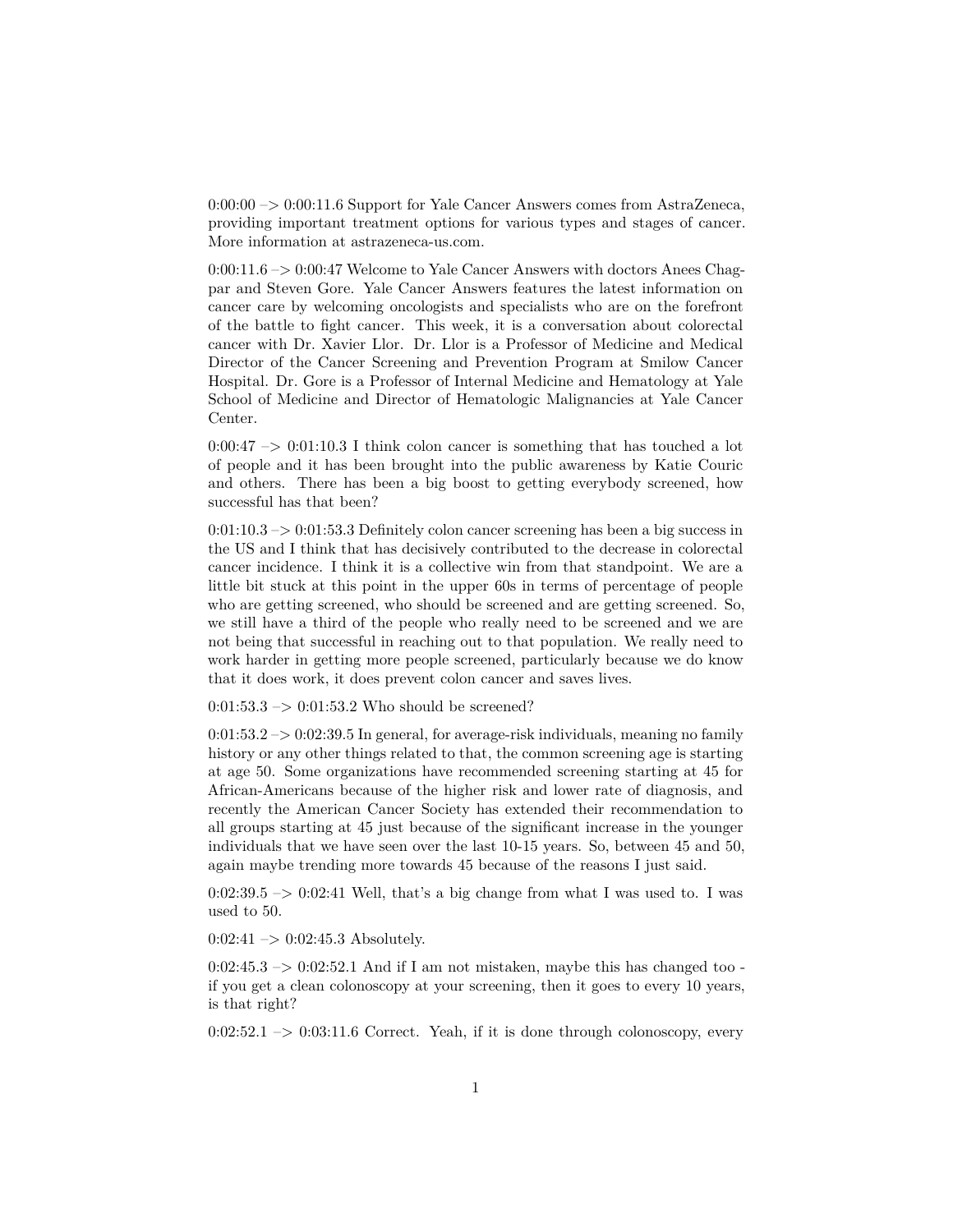0:00:00 –> 0:00:11.6 Support for Yale Cancer Answers comes from AstraZeneca, providing important treatment options for various types and stages of cancer. More information at astrazeneca-us.com.

0:00:11.6 –> 0:00:47 Welcome to Yale Cancer Answers with doctors Anees Chagpar and Steven Gore. Yale Cancer Answers features the latest information on cancer care by welcoming oncologists and specialists who are on the forefront of the battle to fight cancer. This week, it is a conversation about colorectal cancer with Dr. Xavier Llor. Dr. Llor is a Professor of Medicine and Medical Director of the Cancer Screening and Prevention Program at Smilow Cancer Hospital. Dr. Gore is a Professor of Internal Medicine and Hematology at Yale School of Medicine and Director of Hematologic Malignancies at Yale Cancer Center.

0:00:47 –> 0:01:10.3 I think colon cancer is something that has touched a lot of people and it has been brought into the public awareness by Katie Couric and others. There has been a big boost to getting everybody screened, how successful has that been?

0:01:10.3 –> 0:01:53.3 Definitely colon cancer screening has been a big success in the US and I think that has decisively contributed to the decrease in colorectal cancer incidence. I think it is a collective win from that standpoint. We are a little bit stuck at this point in the upper 60s in terms of percentage of people who are getting screened, who should be screened and are getting screened. So, we still have a third of the people who really need to be screened and we are not being that successful in reaching out to that population. We really need to work harder in getting more people screened, particularly because we do know that it does work, it does prevent colon cancer and saves lives.

0:01:53.3 –> 0:01:53.2 Who should be screened?

0:01:53.2 –> 0:02:39.5 In general, for average-risk individuals, meaning no family history or any other things related to that, the common screening age is starting at age 50. Some organizations have recommended screening starting at 45 for African-Americans because of the higher risk and lower rate of diagnosis, and recently the American Cancer Society has extended their recommendation to all groups starting at 45 just because of the significant increase in the younger individuals that we have seen over the last 10-15 years. So, between 45 and 50, again maybe trending more towards 45 because of the reasons I just said.

0:02:39.5 –> 0:02:41 Well, that's a big change from what I was used to. I was used to 50.

0:02:41 –> 0:02:45.3 Absolutely.

0:02:45.3 –> 0:02:52.1 And if I am not mistaken, maybe this has changed too - if you get a clean colonoscopy at your screening, then it goes to every 10 years, is that right?

0:02:52.1 –> 0:03:11.6 Correct. Yeah, if it is done through colonoscopy, every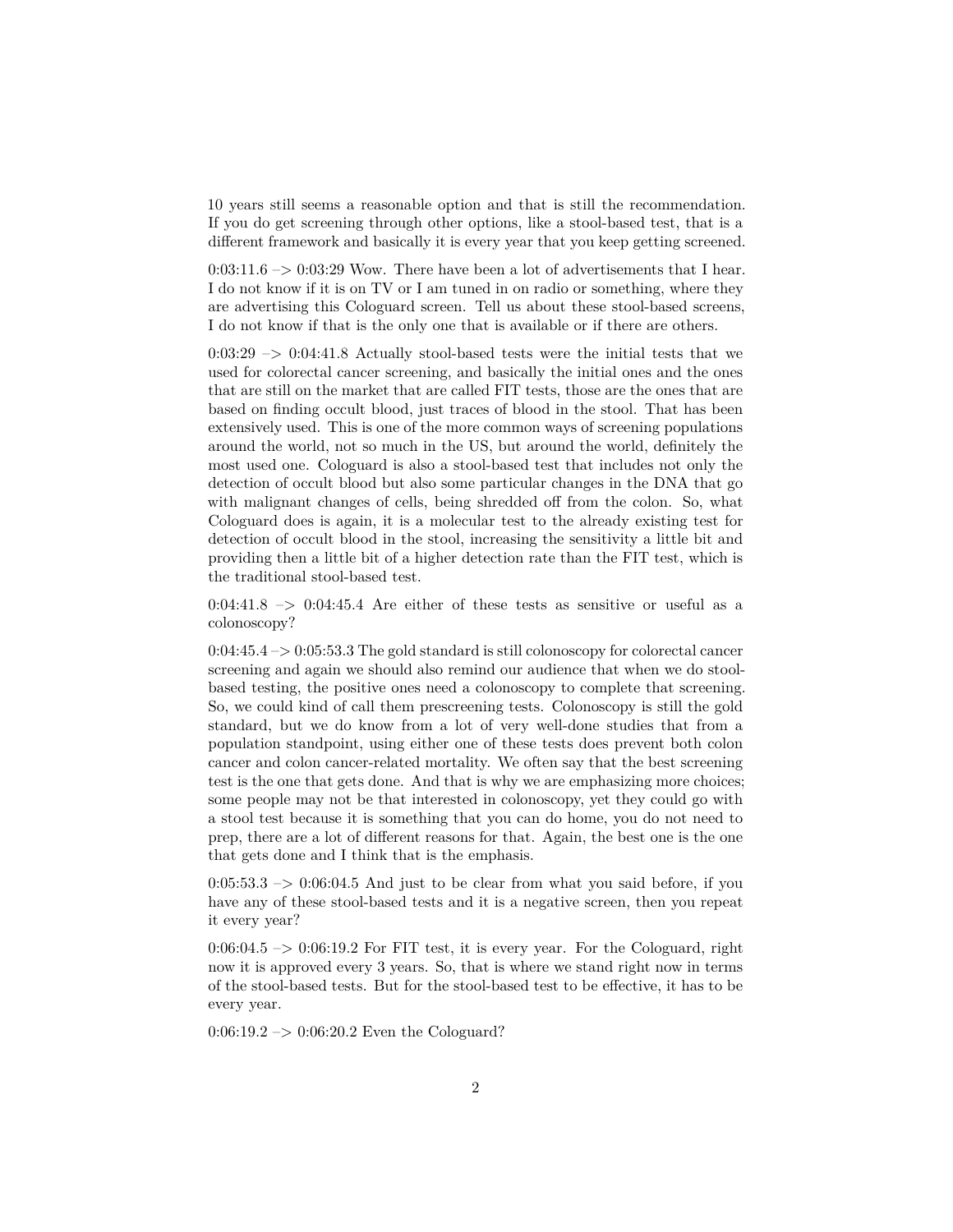10 years still seems a reasonable option and that is still the recommendation. If you do get screening through other options, like a stool-based test, that is a different framework and basically it is every year that you keep getting screened.

0:03:11.6 –> 0:03:29 Wow. There have been a lot of advertisements that I hear. I do not know if it is on TV or I am tuned in on radio or something, where they are advertising this Cologuard screen. Tell us about these stool-based screens, I do not know if that is the only one that is available or if there are others.

0:03:29 –> 0:04:41.8 Actually stool-based tests were the initial tests that we used for colorectal cancer screening, and basically the initial ones and the ones that are still on the market that are called FIT tests, those are the ones that are based on finding occult blood, just traces of blood in the stool. That has been extensively used. This is one of the more common ways of screening populations around the world, not so much in the US, but around the world, definitely the most used one. Cologuard is also a stool-based test that includes not only the detection of occult blood but also some particular changes in the DNA that go with malignant changes of cells, being shredded off from the colon. So, what Cologuard does is again, it is a molecular test to the already existing test for detection of occult blood in the stool, increasing the sensitivity a little bit and providing then a little bit of a higher detection rate than the FIT test, which is the traditional stool-based test.

0:04:41.8 –> 0:04:45.4 Are either of these tests as sensitive or useful as a colonoscopy?

0:04:45.4 –> 0:05:53.3 The gold standard is still colonoscopy for colorectal cancer screening and again we should also remind our audience that when we do stool-based testing, the positive ones need a colonoscopy to complete that screening. So, we could kind of call them prescreening tests. Colonoscopy is still the gold standard, but we do know from a lot of very well-done studies that from a population standpoint, using either one of these tests does prevent both colon cancer and colon cancer-related mortality. We often say that the best screening test is the one that gets done. And that is why we are emphasizing more choices; some people may not be that interested in colonoscopy, yet they could go with a stool test because it is something that you can do home, you do not need to prep, there are a lot of different reasons for that. Again, the best one is the one that gets done and I think that is the emphasis.

0:05:53.3 –> 0:06:04.5 And just to be clear from what you said before, if you have any of these stool-based tests and it is a negative screen, then you repeat it every year?

0:06:04.5 –> 0:06:19.2 For FIT test, it is every year. For the Cologuard, right now it is approved every 3 years. So, that is where we stand right now in terms of the stool-based tests. But for the stool-based test to be effective, it has to be every year.

0:06:19.2 –> 0:06:20.2 Even the Cologuard?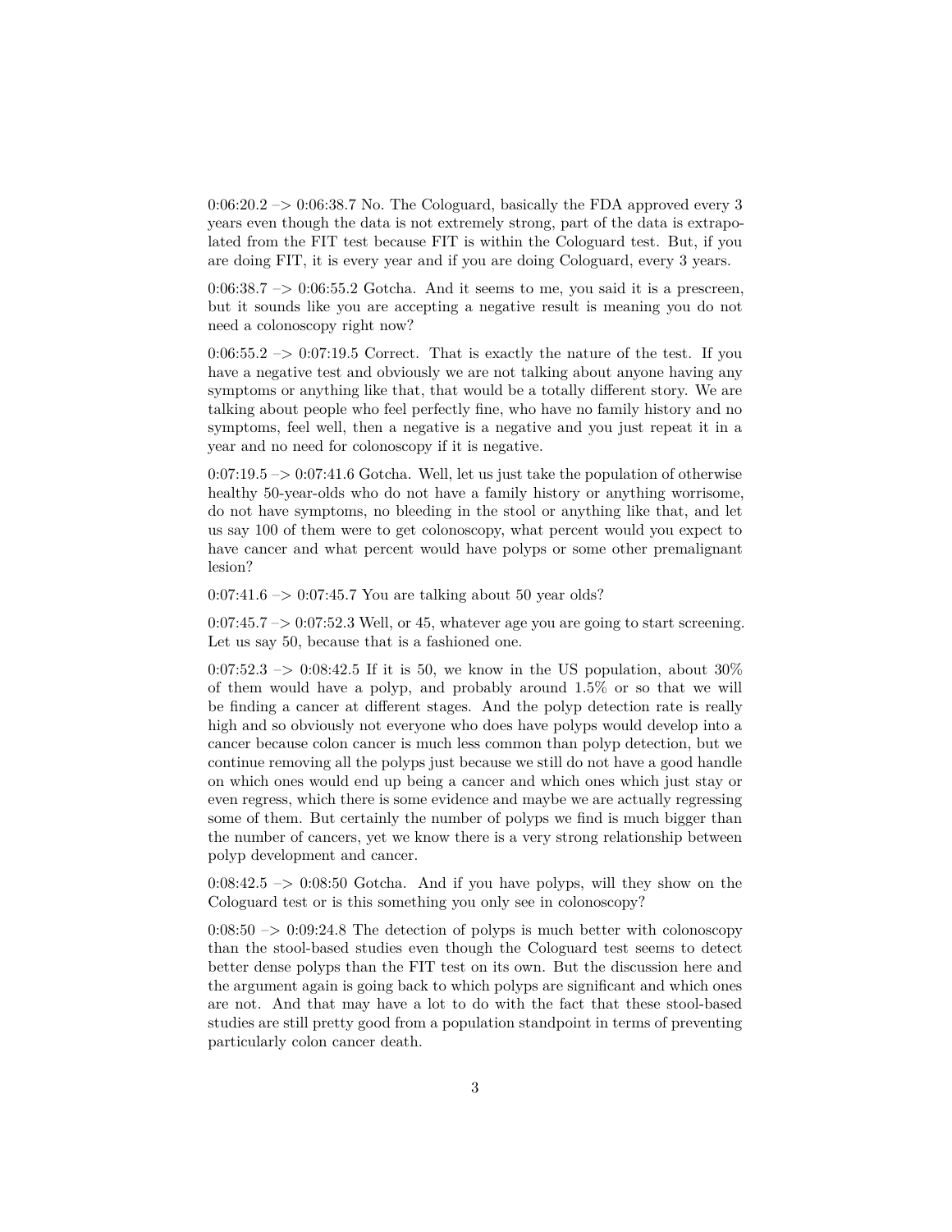0:06:20.2 –> 0:06:38.7 No. The Cologuard, basically the FDA approved every 3 years even though the data is not extremely strong, part of the data is extrapolated from the FIT test because FIT is within the Cologuard test. But, if you are doing FIT, it is every year and if you are doing Cologuard, every 3 years.

0:06:38.7 –> 0:06:55.2 Gotcha. And it seems to me, you said it is a prescreen, but it sounds like you are accepting a negative result is meaning you do not need a colonoscopy right now?

0:06:55.2 –> 0:07:19.5 Correct. That is exactly the nature of the test. If you have a negative test and obviously we are not talking about anyone having any symptoms or anything like that, that would be a totally different story. We are talking about people who feel perfectly fine, who have no family history and no symptoms, feel well, then a negative is a negative and you just repeat it in a year and no need for colonoscopy if it is negative.

0:07:19.5 –> 0:07:41.6 Gotcha. Well, let us just take the population of otherwise healthy 50-year-olds who do not have a family history or anything worrisome, do not have symptoms, no bleeding in the stool or anything like that, and let us say 100 of them were to get colonoscopy, what percent would you expect to have cancer and what percent would have polyps or some other premalignant lesion?

0:07:41.6 –> 0:07:45.7 You are talking about 50 year olds?

0:07:45.7 –> 0:07:52.3 Well, or 45, whatever age you are going to start screening. Let us say 50, because that is a fashioned one.

0:07:52.3 –> 0:08:42.5 If it is 50, we know in the US population, about 30% of them would have a polyp, and probably around 1.5% or so that we will be finding a cancer at different stages. And the polyp detection rate is really high and so obviously not everyone who does have polyps would develop into a cancer because colon cancer is much less common than polyp detection, but we continue removing all the polyps just because we still do not have a good handle on which ones would end up being a cancer and which ones which just stay or even regress, which there is some evidence and maybe we are actually regressing some of them. But certainly the number of polyps we find is much bigger than the number of cancers, yet we know there is a very strong relationship between polyp development and cancer.

0:08:42.5 –> 0:08:50 Gotcha. And if you have polyps, will they show on the Cologuard test or is this something you only see in colonoscopy?

0:08:50 –> 0:09:24.8 The detection of polyps is much better with colonoscopy than the stool-based studies even though the Cologuard test seems to detect better dense polyps than the FIT test on its own. But the discussion here and the argument again is going back to which polyps are significant and which ones are not. And that may have a lot to do with the fact that these stool-based studies are still pretty good from a population standpoint in terms of preventing particularly colon cancer death.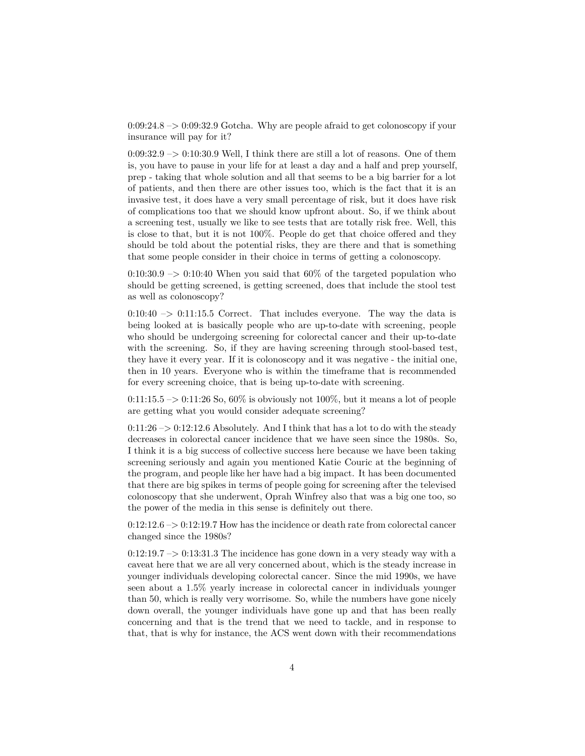0:09:24.8 –> 0:09:32.9 Gotcha. Why are people afraid to get colonoscopy if your insurance will pay for it?

0:09:32.9 –> 0:10:30.9 Well, I think there are still a lot of reasons. One of them is, you have to pause in your life for at least a day and a half and prep yourself, prep - taking that whole solution and all that seems to be a big barrier for a lot of patients, and then there are other issues too, which is the fact that it is an invasive test, it does have a very small percentage of risk, but it does have risk of complications too that we should know upfront about. So, if we think about a screening test, usually we like to see tests that are totally risk free. Well, this is close to that, but it is not 100%. People do get that choice offered and they should be told about the potential risks, they are there and that is something that some people consider in their choice in terms of getting a colonoscopy.

0:10:30.9 –> 0:10:40 When you said that 60% of the targeted population who should be getting screened, is getting screened, does that include the stool test as well as colonoscopy?

0:10:40 –> 0:11:15.5 Correct. That includes everyone. The way the data is being looked at is basically people who are up-to-date with screening, people who should be undergoing screening for colorectal cancer and their up-to-date with the screening. So, if they are having screening through stool-based test, they have it every year. If it is colonoscopy and it was negative - the initial one, then in 10 years. Everyone who is within the timeframe that is recommended for every screening choice, that is being up-to-date with screening.

0:11:15.5 –> 0:11:26 So, 60% is obviously not 100%, but it means a lot of people are getting what you would consider adequate screening?

0:11:26 –> 0:12:12.6 Absolutely. And I think that has a lot to do with the steady decreases in colorectal cancer incidence that we have seen since the 1980s. So, I think it is a big success of collective success here because we have been taking screening seriously and again you mentioned Katie Couric at the beginning of the program, and people like her have had a big impact. It has been documented that there are big spikes in terms of people going for screening after the televised colonoscopy that she underwent, Oprah Winfrey also that was a big one too, so the power of the media in this sense is definitely out there.

0:12:12.6 –> 0:12:19.7 How has the incidence or death rate from colorectal cancer changed since the 1980s?

0:12:19.7 –> 0:13:31.3 The incidence has gone down in a very steady way with a caveat here that we are all very concerned about, which is the steady increase in younger individuals developing colorectal cancer. Since the mid 1990s, we have seen about a 1.5% yearly increase in colorectal cancer in individuals younger than 50, which is really very worrisome. So, while the numbers have gone nicely down overall, the younger individuals have gone up and that has been really concerning and that is the trend that we need to tackle, and in response to that, that is why for instance, the ACS went down with their recommendations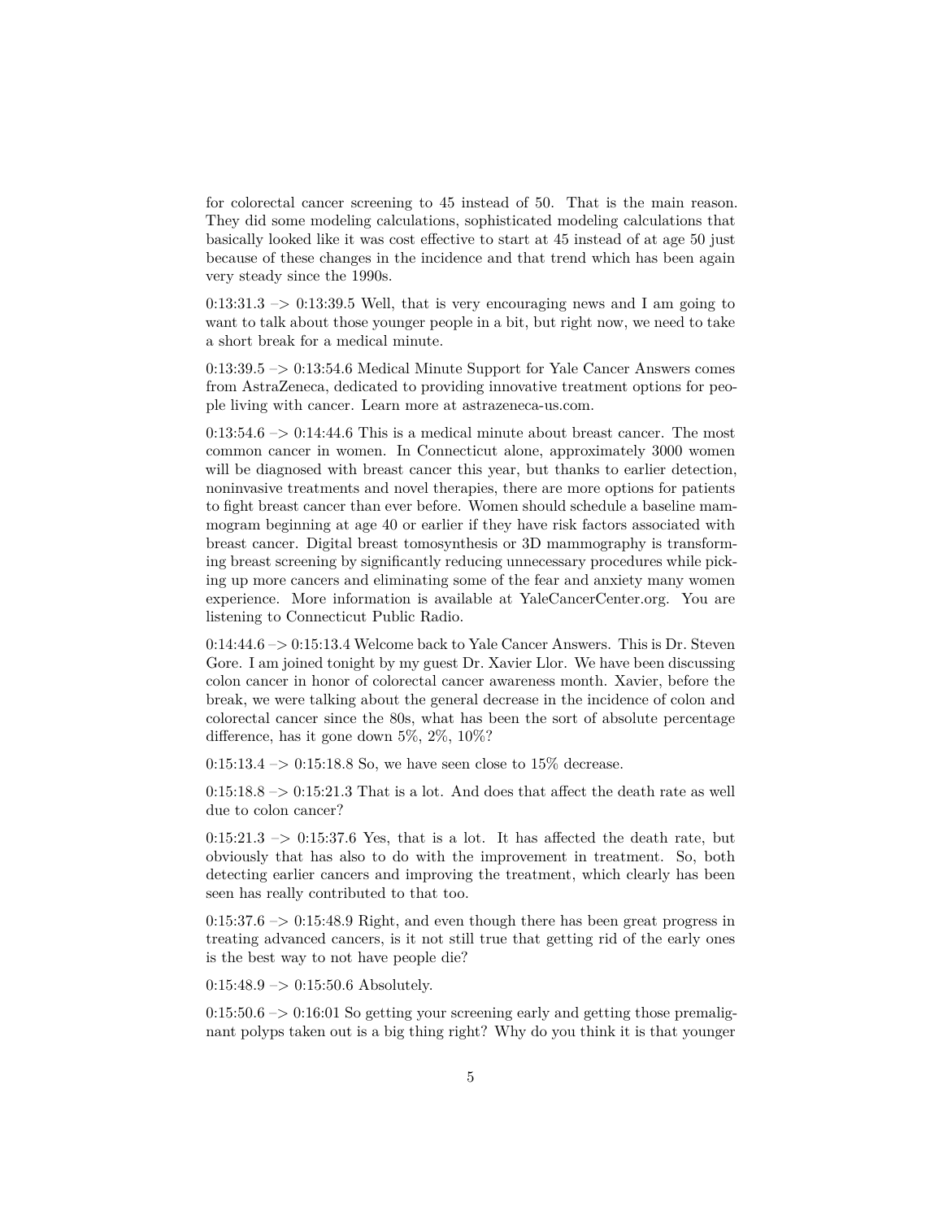for colorectal cancer screening to 45 instead of 50. That is the main reason. They did some modeling calculations, sophisticated modeling calculations that basically looked like it was cost effective to start at 45 instead of at age 50 just because of these changes in the incidence and that trend which has been again very steady since the 1990s.

0:13:31.3 –> 0:13:39.5 Well, that is very encouraging news and I am going to want to talk about those younger people in a bit, but right now, we need to take a short break for a medical minute.

0:13:39.5 –> 0:13:54.6 Medical Minute Support for Yale Cancer Answers comes from AstraZeneca, dedicated to providing innovative treatment options for people living with cancer. Learn more at astrazeneca-us.com.

0:13:54.6 –> 0:14:44.6 This is a medical minute about breast cancer. The most common cancer in women. In Connecticut alone, approximately 3000 women will be diagnosed with breast cancer this year, but thanks to earlier detection, noninvasive treatments and novel therapies, there are more options for patients to fight breast cancer than ever before. Women should schedule a baseline mammogram beginning at age 40 or earlier if they have risk factors associated with breast cancer. Digital breast tomosynthesis or 3D mammography is transforming breast screening by significantly reducing unnecessary procedures while picking up more cancers and eliminating some of the fear and anxiety many women experience. More information is available at YaleCancerCenter.org. You are listening to Connecticut Public Radio.

0:14:44.6 –> 0:15:13.4 Welcome back to Yale Cancer Answers. This is Dr. Steven Gore. I am joined tonight by my guest Dr. Xavier Llor. We have been discussing colon cancer in honor of colorectal cancer awareness month. Xavier, before the break, we were talking about the general decrease in the incidence of colon and colorectal cancer since the 80s, what has been the sort of absolute percentage difference, has it gone down 5%, 2%, 10%?

0:15:13.4 –> 0:15:18.8 So, we have seen close to 15% decrease.

0:15:18.8 –> 0:15:21.3 That is a lot. And does that affect the death rate as well due to colon cancer?

0:15:21.3 –> 0:15:37.6 Yes, that is a lot. It has affected the death rate, but obviously that has also to do with the improvement in treatment. So, both detecting earlier cancers and improving the treatment, which clearly has been seen has really contributed to that too.

0:15:37.6 –> 0:15:48.9 Right, and even though there has been great progress in treating advanced cancers, is it not still true that getting rid of the early ones is the best way to not have people die?

0:15:48.9 –> 0:15:50.6 Absolutely.

0:15:50.6 –> 0:16:01 So getting your screening early and getting those premalignant polyps taken out is a big thing right? Why do you think it is that younger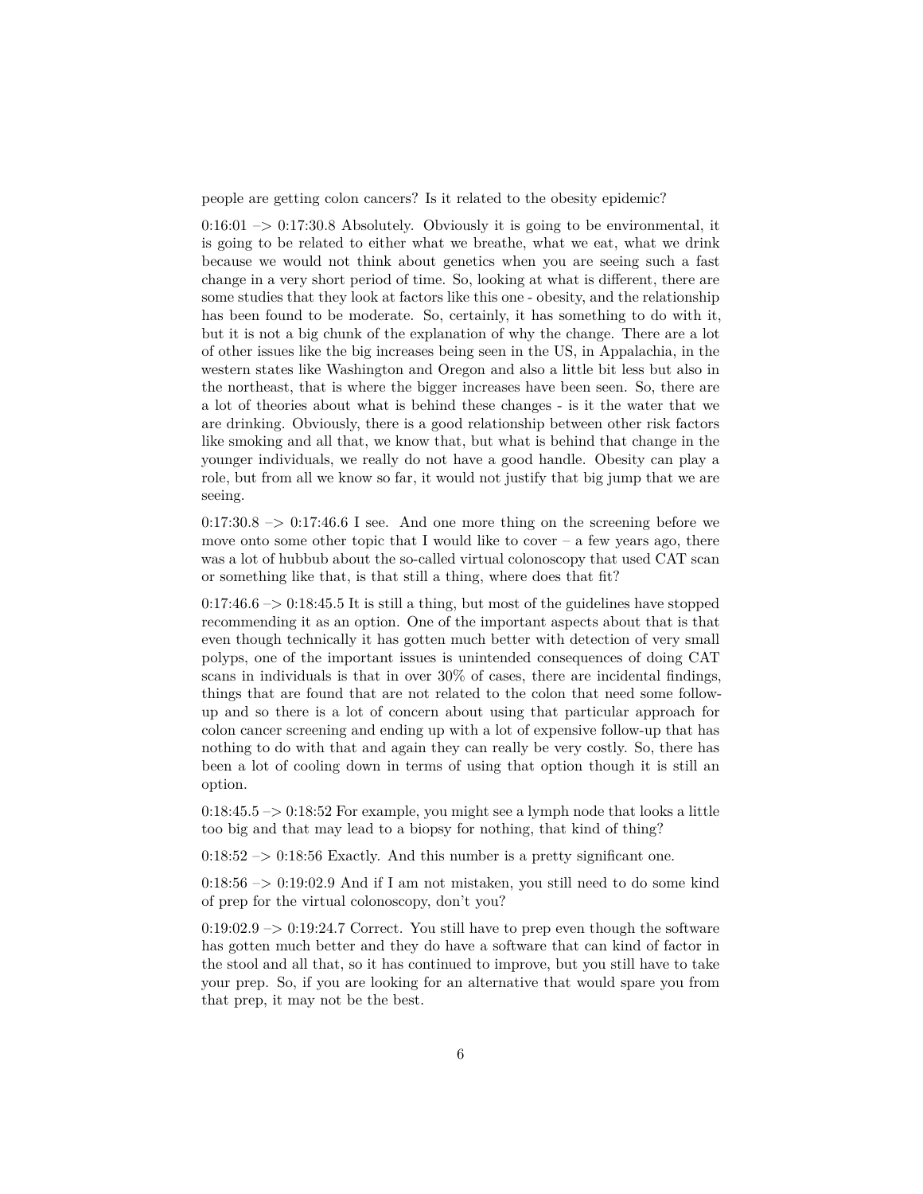people are getting colon cancers? Is it related to the obesity epidemic?

0:16:01 –> 0:17:30.8 Absolutely. Obviously it is going to be environmental, it is going to be related to either what we breathe, what we eat, what we drink because we would not think about genetics when you are seeing such a fast change in a very short period of time. So, looking at what is different, there are some studies that they look at factors like this one - obesity, and the relationship has been found to be moderate. So, certainly, it has something to do with it, but it is not a big chunk of the explanation of why the change. There are a lot of other issues like the big increases being seen in the US, in Appalachia, in the western states like Washington and Oregon and also a little bit less but also in the northeast, that is where the bigger increases have been seen. So, there are a lot of theories about what is behind these changes - is it the water that we are drinking. Obviously, there is a good relationship between other risk factors like smoking and all that, we know that, but what is behind that change in the younger individuals, we really do not have a good handle. Obesity can play a role, but from all we know so far, it would not justify that big jump that we are seeing.

0:17:30.8 –> 0:17:46.6 I see. And one more thing on the screening before we move onto some other topic that I would like to cover – a few years ago, there was a lot of hubbub about the so-called virtual colonoscopy that used CAT scan or something like that, is that still a thing, where does that fit?

0:17:46.6 –> 0:18:45.5 It is still a thing, but most of the guidelines have stopped recommending it as an option. One of the important aspects about that is that even though technically it has gotten much better with detection of very small polyps, one of the important issues is unintended consequences of doing CAT scans in individuals is that in over 30% of cases, there are incidental findings, things that are found that are not related to the colon that need some follow-up and so there is a lot of concern about using that particular approach for colon cancer screening and ending up with a lot of expensive follow-up that has nothing to do with that and again they can really be very costly. So, there has been a lot of cooling down in terms of using that option though it is still an option.

0:18:45.5 –> 0:18:52 For example, you might see a lymph node that looks a little too big and that may lead to a biopsy for nothing, that kind of thing?

0:18:52 –> 0:18:56 Exactly. And this number is a pretty significant one.

0:18:56 –> 0:19:02.9 And if I am not mistaken, you still need to do some kind of prep for the virtual colonoscopy, don't you?

0:19:02.9 –> 0:19:24.7 Correct. You still have to prep even though the software has gotten much better and they do have a software that can kind of factor in the stool and all that, so it has continued to improve, but you still have to take your prep. So, if you are looking for an alternative that would spare you from that prep, it may not be the best.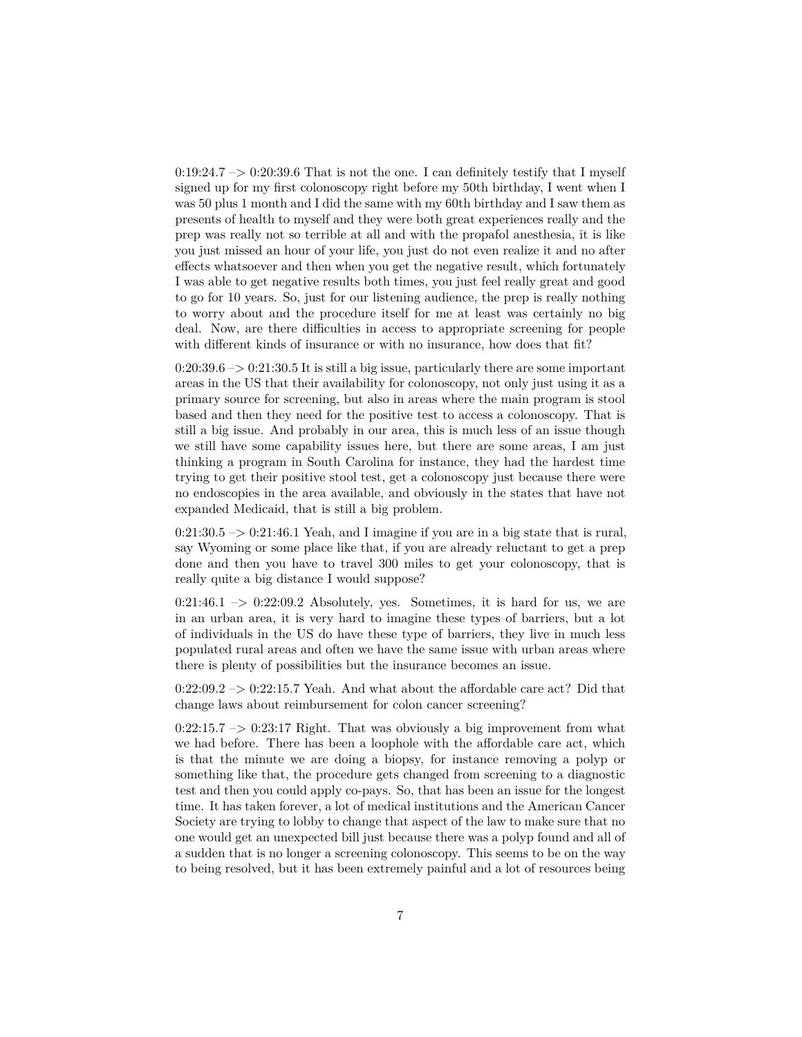0:19:24.7 –> 0:20:39.6 That is not the one. I can definitely testify that I myself signed up for my first colonoscopy right before my 50th birthday, I went when I was 50 plus 1 month and I did the same with my 60th birthday and I saw them as presents of health to myself and they were both great experiences really and the prep was really not so terrible at all and with the propafol anesthesia, it is like you just missed an hour of your life, you just do not even realize it and no after effects whatsoever and then when you get the negative result, which fortunately I was able to get negative results both times, you just feel really great and good to go for 10 years. So, just for our listening audience, the prep is really nothing to worry about and the procedure itself for me at least was certainly no big deal. Now, are there difficulties in access to appropriate screening for people with different kinds of insurance or with no insurance, how does that fit?

0:20:39.6 –> 0:21:30.5 It is still a big issue, particularly there are some important areas in the US that their availability for colonoscopy, not only just using it as a primary source for screening, but also in areas where the main program is stool based and then they need for the positive test to access a colonoscopy. That is still a big issue. And probably in our area, this is much less of an issue though we still have some capability issues here, but there are some areas, I am just thinking a program in South Carolina for instance, they had the hardest time trying to get their positive stool test, get a colonoscopy just because there were no endoscopies in the area available, and obviously in the states that have not expanded Medicaid, that is still a big problem.

0:21:30.5 –> 0:21:46.1 Yeah, and I imagine if you are in a big state that is rural, say Wyoming or some place like that, if you are already reluctant to get a prep done and then you have to travel 300 miles to get your colonoscopy, that is really quite a big distance I would suppose?

0:21:46.1 –> 0:22:09.2 Absolutely, yes. Sometimes, it is hard for us, we are in an urban area, it is very hard to imagine these types of barriers, but a lot of individuals in the US do have these type of barriers, they live in much less populated rural areas and often we have the same issue with urban areas where there is plenty of possibilities but the insurance becomes an issue.

0:22:09.2 –> 0:22:15.7 Yeah. And what about the affordable care act? Did that change laws about reimbursement for colon cancer screening?

0:22:15.7 –> 0:23:17 Right. That was obviously a big improvement from what we had before. There has been a loophole with the affordable care act, which is that the minute we are doing a biopsy, for instance removing a polyp or something like that, the procedure gets changed from screening to a diagnostic test and then you could apply co-pays. So, that has been an issue for the longest time. It has taken forever, a lot of medical institutions and the American Cancer Society are trying to lobby to change that aspect of the law to make sure that no one would get an unexpected bill just because there was a polyp found and all of a sudden that is no longer a screening colonoscopy. This seems to be on the way to being resolved, but it has been extremely painful and a lot of resources being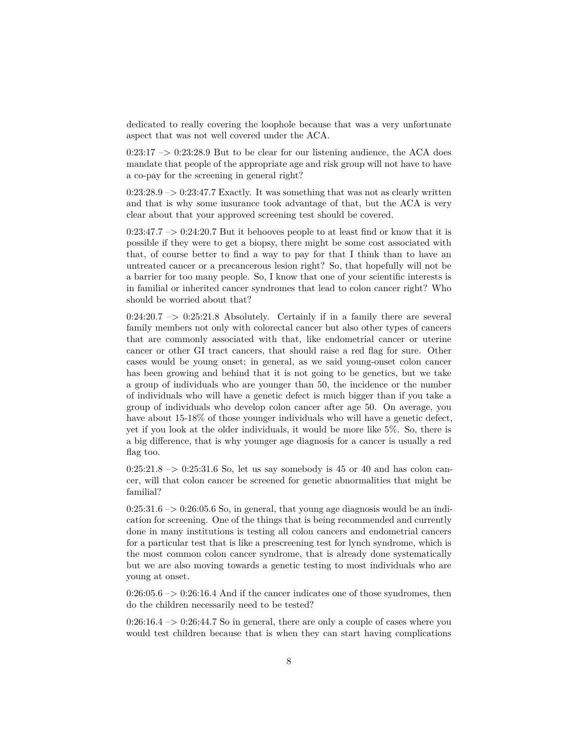dedicated to really covering the loophole because that was a very unfortunate aspect that was not well covered under the ACA.

0:23:17 –> 0:23:28.9 But to be clear for our listening audience, the ACA does mandate that people of the appropriate age and risk group will not have to have a co-pay for the screening in general right?

0:23:28.9 –> 0:23:47.7 Exactly. It was something that was not as clearly written and that is why some insurance took advantage of that, but the ACA is very clear about that your approved screening test should be covered.

0:23:47.7 –> 0:24:20.7 But it behooves people to at least find or know that it is possible if they were to get a biopsy, there might be some cost associated with that, of course better to find a way to pay for that I think than to have an untreated cancer or a precancerous lesion right? So, that hopefully will not be a barrier for too many people. So, I know that one of your scientific interests is in familial or inherited cancer syndromes that lead to colon cancer right? Who should be worried about that?

0:24:20.7 –> 0:25:21.8 Absolutely. Certainly if in a family there are several family members not only with colorectal cancer but also other types of cancers that are commonly associated with that, like endometrial cancer or uterine cancer or other GI tract cancers, that should raise a red flag for sure. Other cases would be young onset; in general, as we said young-onset colon cancer has been growing and behind that it is not going to be genetics, but we take a group of individuals who are younger than 50, the incidence or the number of individuals who will have a genetic defect is much bigger than if you take a group of individuals who develop colon cancer after age 50. On average, you have about 15-18% of those younger individuals who will have a genetic defect, yet if you look at the older individuals, it would be more like 5%. So, there is a big difference, that is why younger age diagnosis for a cancer is usually a red flag too.

0:25:21.8 –> 0:25:31.6 So, let us say somebody is 45 or 40 and has colon cancer, will that colon cancer be screened for genetic abnormalities that might be familial?

0:25:31.6 –> 0:26:05.6 So, in general, that young age diagnosis would be an indication for screening. One of the things that is being recommended and currently done in many institutions is testing all colon cancers and endometrial cancers for a particular test that is like a prescreening test for lynch syndrome, which is the most common colon cancer syndrome, that is already done systematically but we are also moving towards a genetic testing to most individuals who are young at onset.

0:26:05.6 –> 0:26:16.4 And if the cancer indicates one of those syndromes, then do the children necessarily need to be tested?

0:26:16.4 –> 0:26:44.7 So in general, there are only a couple of cases where you would test children because that is when they can start having complications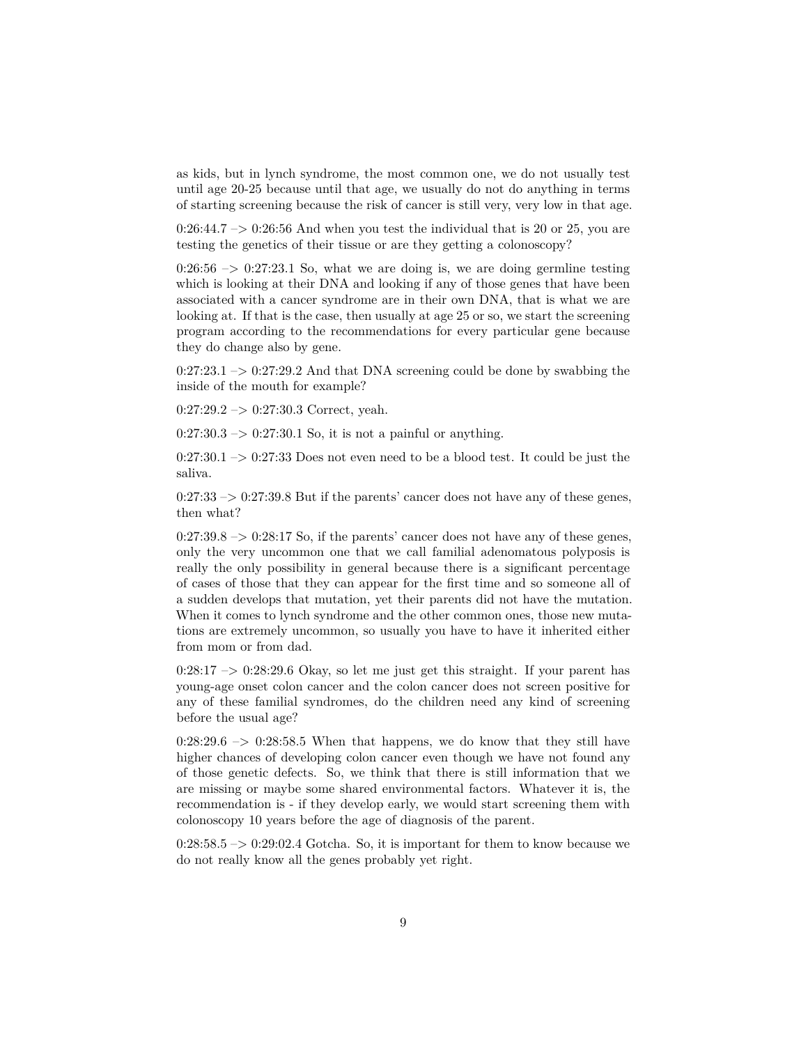as kids, but in lynch syndrome, the most common one, we do not usually test until age 20-25 because until that age, we usually do not do anything in terms of starting screening because the risk of cancer is still very, very low in that age.

0:26:44.7 –> 0:26:56 And when you test the individual that is 20 or 25, you are testing the genetics of their tissue or are they getting a colonoscopy?

0:26:56 –> 0:27:23.1 So, what we are doing is, we are doing germline testing which is looking at their DNA and looking if any of those genes that have been associated with a cancer syndrome are in their own DNA, that is what we are looking at. If that is the case, then usually at age 25 or so, we start the screening program according to the recommendations for every particular gene because they do change also by gene.

0:27:23.1 –> 0:27:29.2 And that DNA screening could be done by swabbing the inside of the mouth for example?

0:27:29.2 –> 0:27:30.3 Correct, yeah.

0:27:30.3 –> 0:27:30.1 So, it is not a painful or anything.

0:27:30.1 –> 0:27:33 Does not even need to be a blood test. It could be just the saliva.

0:27:33 –> 0:27:39.8 But if the parents' cancer does not have any of these genes, then what?

0:27:39.8 –> 0:28:17 So, if the parents' cancer does not have any of these genes, only the very uncommon one that we call familial adenomatous polyposis is really the only possibility in general because there is a significant percentage of cases of those that they can appear for the first time and so someone all of a sudden develops that mutation, yet their parents did not have the mutation. When it comes to lynch syndrome and the other common ones, those new mutations are extremely uncommon, so usually you have to have it inherited either from mom or from dad.

0:28:17 –> 0:28:29.6 Okay, so let me just get this straight. If your parent has young-age onset colon cancer and the colon cancer does not screen positive for any of these familial syndromes, do the children need any kind of screening before the usual age?

0:28:29.6 –> 0:28:58.5 When that happens, we do know that they still have higher chances of developing colon cancer even though we have not found any of those genetic defects. So, we think that there is still information that we are missing or maybe some shared environmental factors. Whatever it is, the recommendation is - if they develop early, we would start screening them with colonoscopy 10 years before the age of diagnosis of the parent.

0:28:58.5 –> 0:29:02.4 Gotcha. So, it is important for them to know because we do not really know all the genes probably yet right.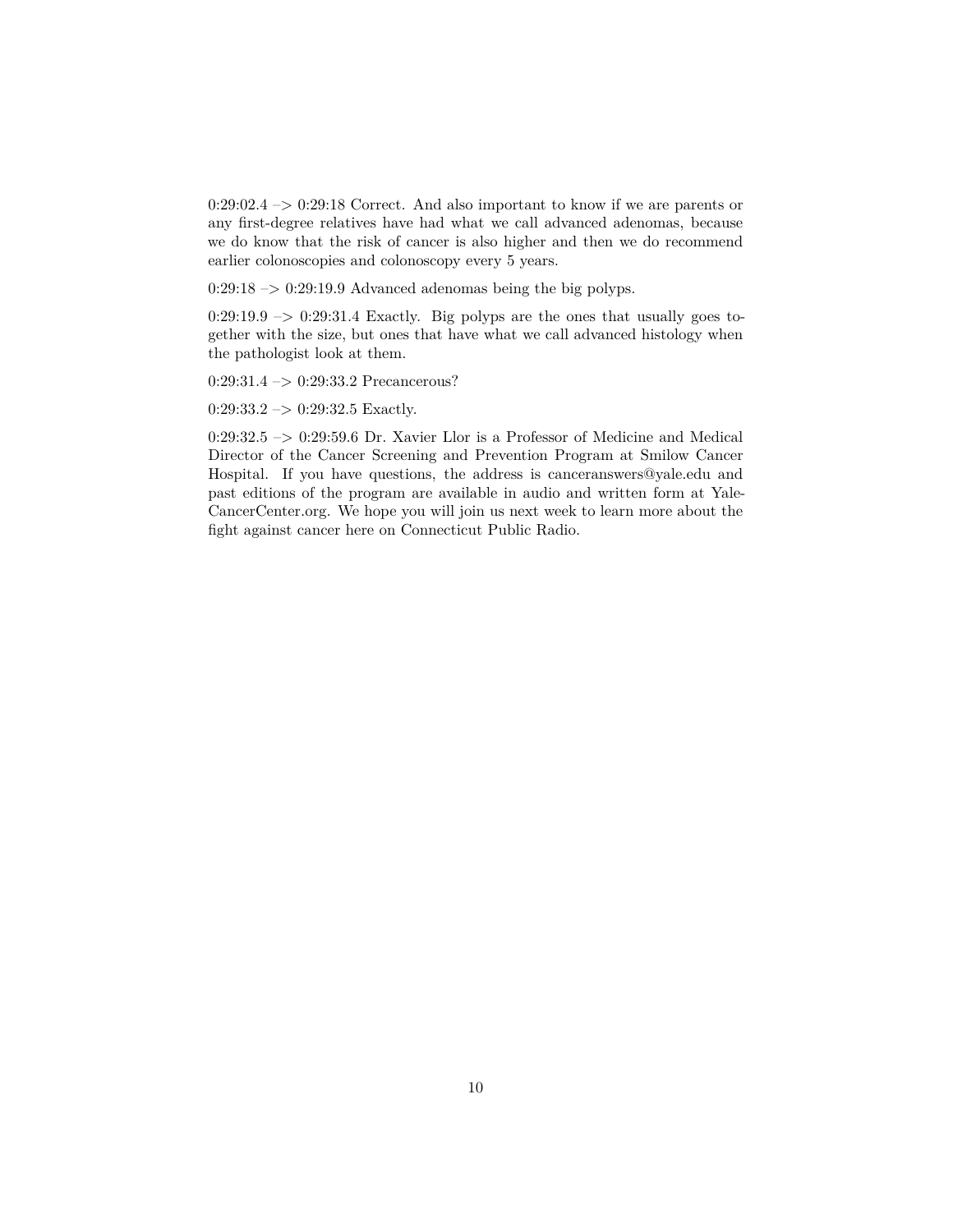0:29:02.4 –> 0:29:18 Correct. And also important to know if we are parents or any first-degree relatives have had what we call advanced adenomas, because we do know that the risk of cancer is also higher and then we do recommend earlier colonoscopies and colonoscopy every 5 years.

0:29:18 –> 0:29:19.9 Advanced adenomas being the big polyps.

0:29:19.9 –> 0:29:31.4 Exactly. Big polyps are the ones that usually goes together with the size, but ones that have what we call advanced histology when the pathologist look at them.

0:29:31.4 –> 0:29:33.2 Precancerous?

0:29:33.2 –> 0:29:32.5 Exactly.

0:29:32.5 –> 0:29:59.6 Dr. Xavier Llor is a Professor of Medicine and Medical Director of the Cancer Screening and Prevention Program at Smilow Cancer Hospital. If you have questions, the address is canceranswers@yale.edu and past editions of the program are available in audio and written form at YaleCancerCenter.org. We hope you will join us next week to learn more about the fight against cancer here on Connecticut Public Radio.